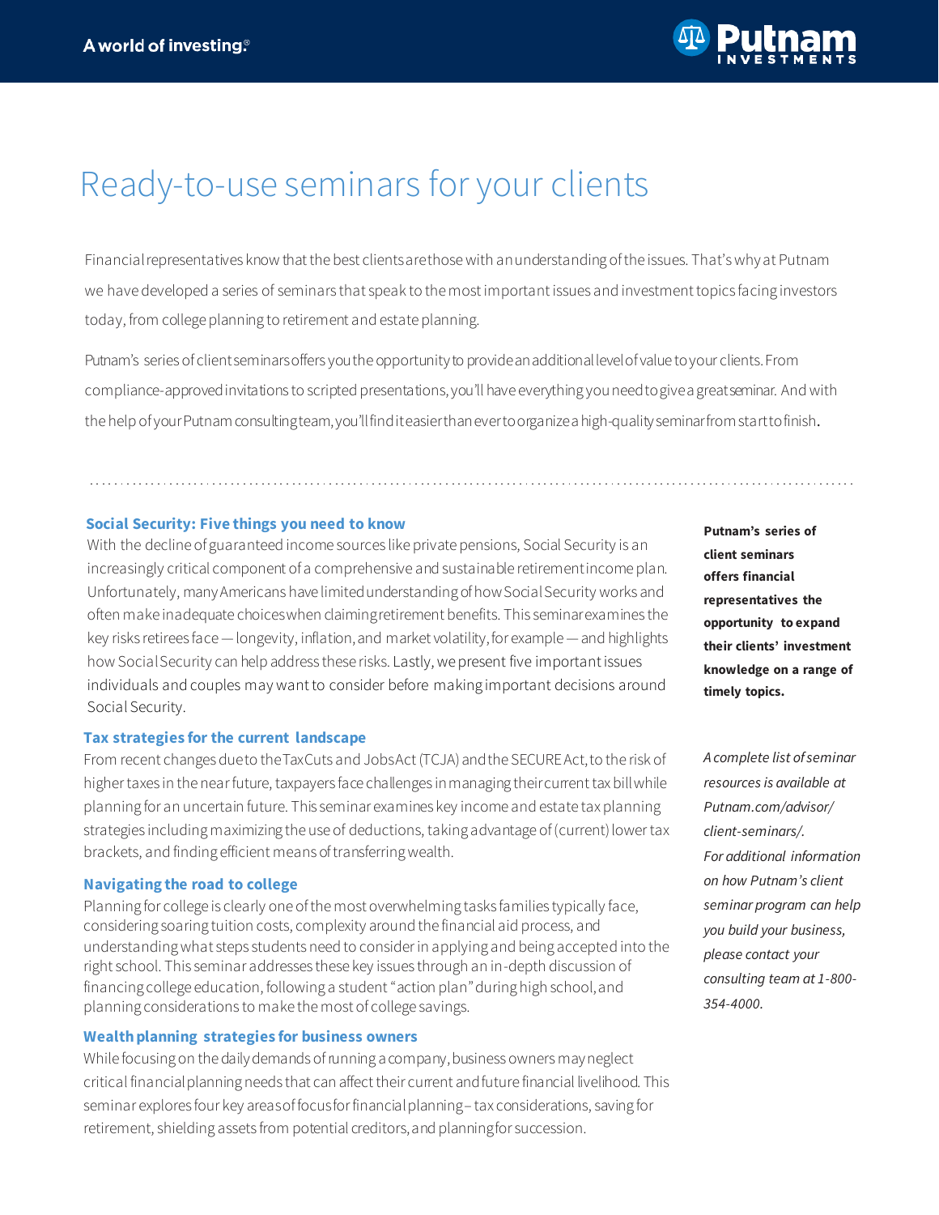# Ready-to-use seminars for your clients

Financial representatives know that the best clients are those with an understanding of the issues. That's why at Putnam we have developed a series of seminars that speak to the most important issues and investment topics facing investors today, from college planning to retirement and estate planning.

Putnam's series of client seminars offers you the opportunity to provide an additional level of value to your clients. From compliance-approved invitations to scripted presentations, you'll have everything you need to give a great seminar. And with the help of your Putnam consulting team, you'll find it easier than ever to organize a high-quality seminar from start to finish.

### Social Security: Five things you need to know

With the decline of guaranteed income sources like private pensions, Social Security is an increasingly critical component of a comprehensive and sustainable retirement income plan. Unfortunately, many Americans have limited understanding of how Social Security works and often make inadequate choices when claiming retirement benefits. This seminar examines the key risks retirees face — longevity, inflation, and market volatility, for example — and highlights how Social Security can help address these risks. Lastly, we present five important issues individuals and couples may want to consider before making important decisions around Social Security.

### Tax strategies for the current landscape

From recent changes due to the Tax Cuts and Jobs Act (TCJA) and the SECURE Act, to the risk of higher taxes in the near future, taxpayers face challenges in managing their current tax bill while planning for an uncertain future. This seminar examines key income and estate tax planning strategies including maximizing the use of deductions, taking advantage of (current) lower tax brackets, and finding efficient means of transferring wealth.

### Navigating the road to college

Planning for college is clearly one of the most overwhelming tasks families typically face, considering soaring tuition costs, complexity around the financial aid process, and understanding what steps students need to consider in applying and being accepted into the right school. This seminar addresses these key issues through an in-depth discussion of financing college education, following a student "action plan" during high school, and planning considerations to make the most of college savings.

### Wealth planning strategies for business owners

While focusing on the daily demands of running a company, business owners may neglect critical financial planning needs that can affect their current and future financial livelihood. This seminar explores four key areas of focus for financial planning – tax considerations, saving for retirement, shielding assets from potential creditors, and planning for succession.

**Putnam's series of client seminars offers financial representatives the opportunity to expand their clients' investment knowledge on a range of timely topics.**

*A complete list of seminar resources is available at Putnam.com/advisor/client-seminars/. For additional information on how Putnam's client seminar program can help you build your business, please contact your consulting team at 1-800-354-4000.*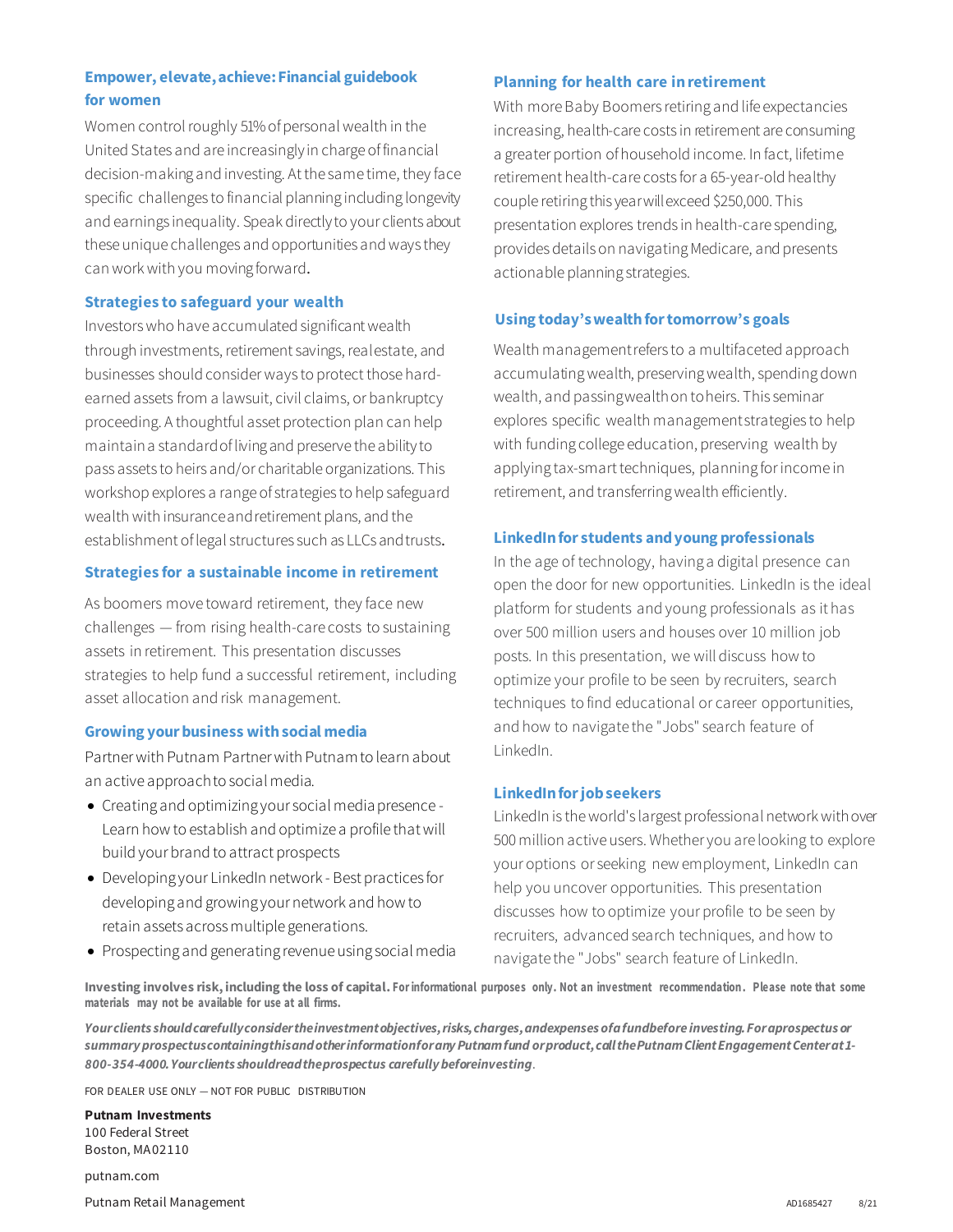### Empower, elevate, achieve: Financial guidebook for women

Women control roughly 51% of personal wealth in the United States and are increasingly in charge of financial decision-making and investing. At the same time, they face specific challenges to financial planning including longevity and earnings inequality. Speak directly to your clients about these unique challenges and opportunities and ways they can work with you moving forward.

### Strategies to safeguard your wealth

Investors who have accumulated significant wealth through investments, retirement savings, real estate, and businesses should consider ways to protect those hard-earned assets from a lawsuit, civil claims, or bankruptcy proceeding. A thoughtful asset protection plan can help maintain a standard of living and preserve the ability to pass assets to heirs and/or charitable organizations. This workshop explores a range of strategies to help safeguard wealth with insurance and retirement plans, and the establishment of legal structures such as LLCs and trusts.

### Strategies for a sustainable income in retirement

As boomers move toward retirement, they face new challenges — from rising health-care costs to sustaining assets in retirement. This presentation discusses strategies to help fund a successful retirement, including asset allocation and risk management.

### Growing your business with social media

Partner with Putnam Partner with Putnam to learn about an active approach to social media.

- Creating and optimizing your social media presence - Learn how to establish and optimize a profile that will build your brand to attract prospects
- Developing your LinkedIn network - Best practices for developing and growing your network and how to retain assets across multiple generations.
- Prospecting and generating revenue using social media

### Planning for health care in retirement

With more Baby Boomers retiring and life expectancies increasing, health-care costs in retirement are consuming a greater portion of household income. In fact, lifetime retirement health-care costs for a 65-year-old healthy couple retiring this year will exceed $250,000. This presentation explores trends in health-care spending, provides details on navigating Medicare, and presents actionable planning strategies.

### Using today's wealth for tomorrow's goals

Wealth management refers to a multifaceted approach accumulating wealth, preserving wealth, spending down wealth, and passing wealth on to heirs. This seminar explores specific wealth management strategies to help with funding college education, preserving wealth by applying tax-smart techniques, planning for income in retirement, and transferring wealth efficiently.

### LinkedIn for students and young professionals

In the age of technology, having a digital presence can open the door for new opportunities. LinkedIn is the ideal platform for students and young professionals as it has over 500 million users and houses over 10 million job posts. In this presentation, we will discuss how to optimize your profile to be seen by recruiters, search techniques to find educational or career opportunities, and how to navigate the "Jobs" search feature of LinkedIn.

### LinkedIn for job seekers

LinkedIn is the world's largest professional network with over 500 million active users. Whether you are looking to explore your options or seeking new employment, LinkedIn can help you uncover opportunities. This presentation discusses how to optimize your profile to be seen by recruiters, advanced search techniques, and how to navigate the "Jobs" search feature of LinkedIn.

**Investing involves risk, including the loss of capital. For informational purposes only. Not an investment recommendation. Please note that some materials may not be available for use at all firms.**

***Your clients should carefully consider the investment objectives, risks, charges, and expenses of a fund before investing. For a prospectus or summary prospectus containing this and other information for any Putnam fund or product, call the Putnam Client Engagement Center at 1-800-354-4000. Your clients should read the prospectus carefully before investing.***

FOR DEALER USE ONLY — NOT FOR PUBLIC DISTRIBUTION

**Putnam Investments**
100 Federal Street
Boston, MA 02110

putnam.com

Putnam Retail Management

AD1685427 8/21